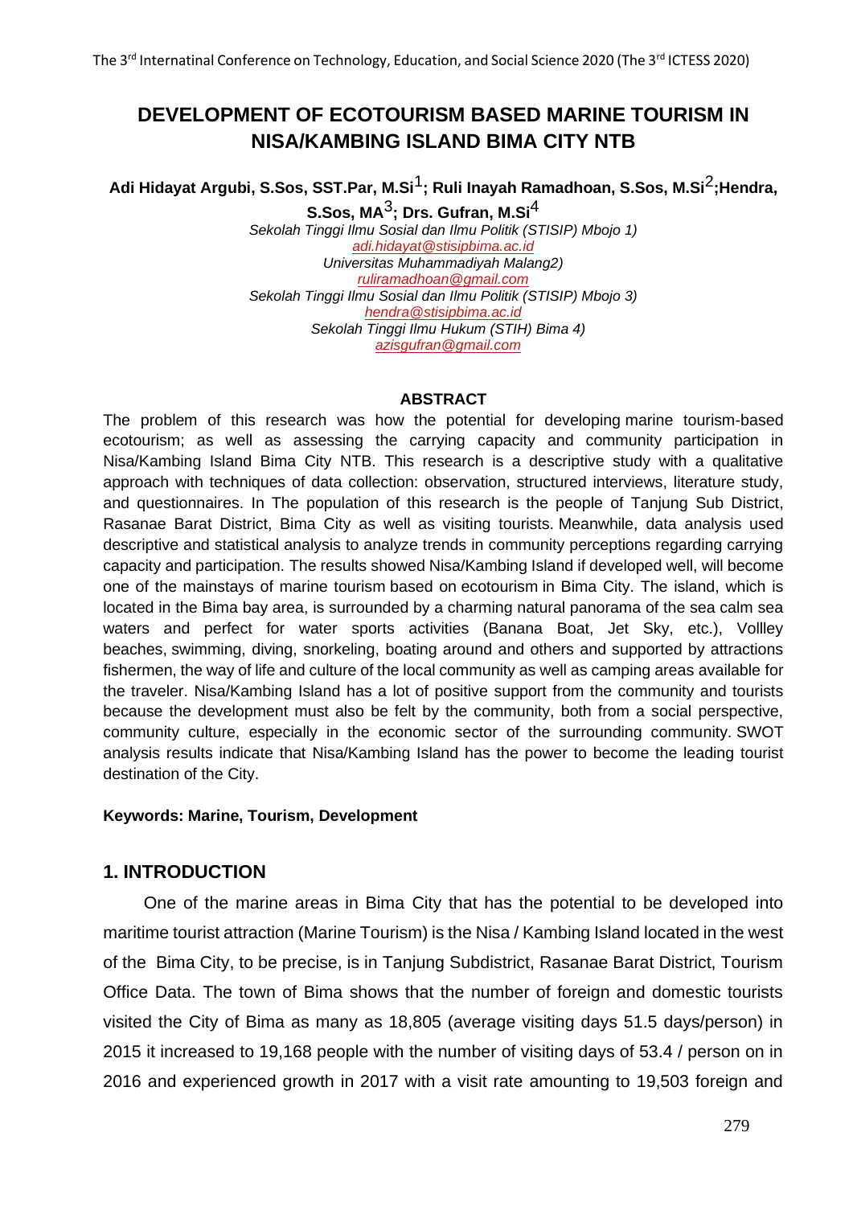# DEVELOPMENT OF ECOTOURISM BASED MARINE TOURISM IN NISA/KAMBING ISLAND BIMA CITY NTB

**Adi Hidayat Argubi, S.Sos, SST.Par, M.Si[1]; Ruli Inayah Ramadhoan, S.Sos, M.Si[2];Hendra, S.Sos, MA[3]; Drs. Gufran, M.Si[4]**

*Sekolah Tinggi Ilmu Sosial dan Ilmu Politik (STISIP) Mbojo 1)*
*adi.hidayat@stisipbima.ac.id*
*Universitas Muhammadiyah Malang2)*
*ruliramadhoan@gmail.com*
*Sekolah Tinggi Ilmu Sosial dan Ilmu Politik (STISIP) Mbojo 3)*
*hendra@stisipbima.ac.id*
*Sekolah Tinggi Ilmu Hukum (STIH) Bima 4)*
*azisgufran@gmail.com*

**ABSTRACT**

The problem of this research was how the potential for developing marine tourism-based ecotourism; as well as assessing the carrying capacity and community participation in Nisa/Kambing Island Bima City NTB. This research is a descriptive study with a qualitative approach with techniques of data collection: observation, structured interviews, literature study, and questionnaires. In The population of this research is the people of Tanjung Sub District, Rasanae Barat District, Bima City as well as visiting tourists. Meanwhile, data analysis used descriptive and statistical analysis to analyze trends in community perceptions regarding carrying capacity and participation. The results showed Nisa/Kambing Island if developed well, will become one of the mainstays of marine tourism based on ecotourism in Bima City. The island, which is located in the Bima bay area, is surrounded by a charming natural panorama of the sea calm sea waters and perfect for water sports activities (Banana Boat, Jet Sky, etc.), Vollley beaches, swimming, diving, snorkeling, boating around and others and supported by attractions fishermen, the way of life and culture of the local community as well as camping areas available for the traveler. Nisa/Kambing Island has a lot of positive support from the community and tourists because the development must also be felt by the community, both from a social perspective, community culture, especially in the economic sector of the surrounding community. SWOT analysis results indicate that Nisa/Kambing Island has the power to become the leading tourist destination of the City.

**Keywords: Marine, Tourism, Development**

## 1. INTRODUCTION

One of the marine areas in Bima City that has the potential to be developed into maritime tourist attraction (Marine Tourism) is the Nisa / Kambing Island located in the west of the Bima City, to be precise, is in Tanjung Subdistrict, Rasanae Barat District, Tourism Office Data. The town of Bima shows that the number of foreign and domestic tourists visited the City of Bima as many as 18,805 (average visiting days 51.5 days/person) in 2015 it increased to 19,168 people with the number of visiting days of 53.4 / person on in 2016 and experienced growth in 2017 with a visit rate amounting to 19,503 foreign and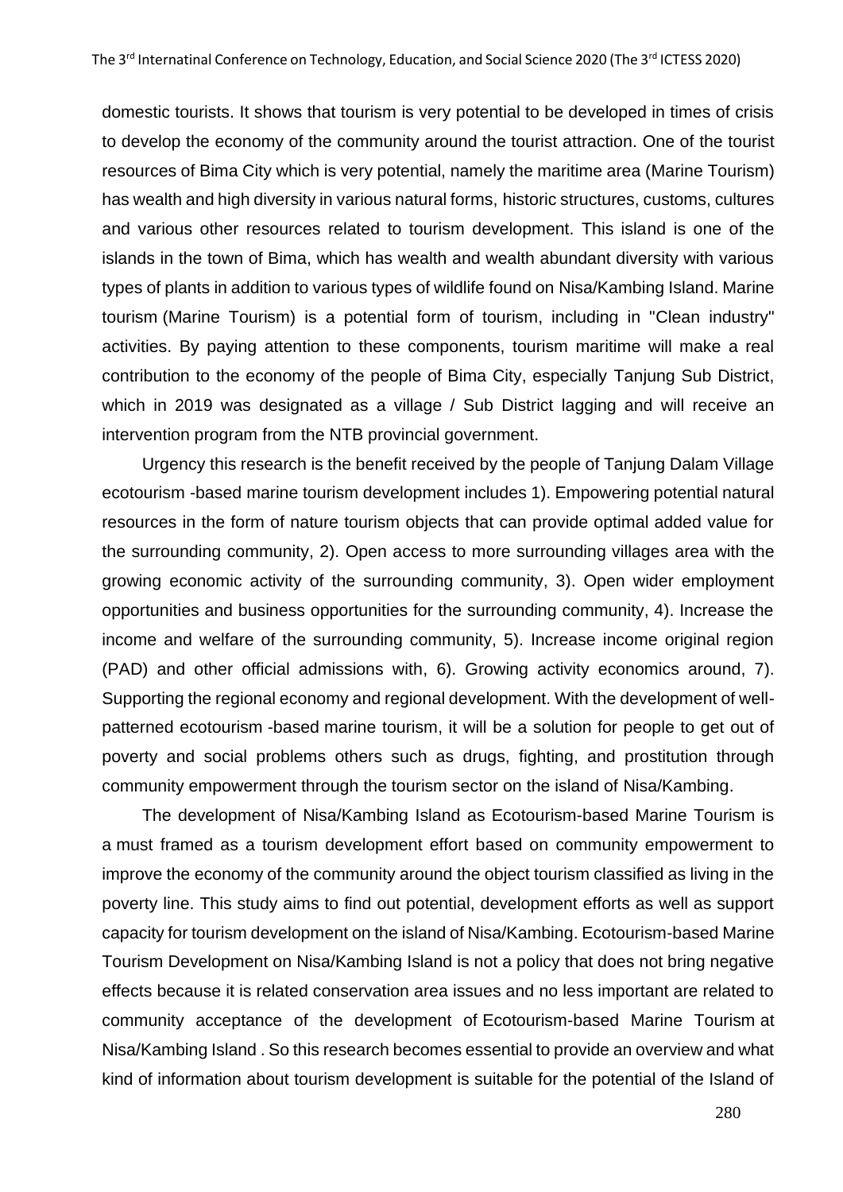domestic tourists. It shows that tourism is very potential to be developed in times of crisis to develop the economy of the community around the tourist attraction. One of the tourist resources of Bima City which is very potential, namely the maritime area (Marine Tourism) has wealth and high diversity in various natural forms, historic structures, customs, cultures and various other resources related to tourism development. This island is one of the islands in the town of Bima, which has wealth and wealth abundant diversity with various types of plants in addition to various types of wildlife found on Nisa/Kambing Island. Marine tourism (Marine Tourism) is a potential form of tourism, including in "Clean industry" activities. By paying attention to these components, tourism maritime will make a real contribution to the economy of the people of Bima City, especially Tanjung Sub District, which in 2019 was designated as a village / Sub District lagging and will receive an intervention program from the NTB provincial government.

Urgency this research is the benefit received by the people of Tanjung Dalam Village ecotourism -based marine tourism development includes 1). Empowering potential natural resources in the form of nature tourism objects that can provide optimal added value for the surrounding community, 2). Open access to more surrounding villages area with the growing economic activity of the surrounding community, 3). Open wider employment opportunities and business opportunities for the surrounding community, 4). Increase the income and welfare of the surrounding community, 5). Increase income original region (PAD) and other official admissions with, 6). Growing activity economics around, 7). Supporting the regional economy and regional development. With the development of well-patterned ecotourism -based marine tourism, it will be a solution for people to get out of poverty and social problems others such as drugs, fighting, and prostitution through community empowerment through the tourism sector on the island of Nisa/Kambing.

The development of Nisa/Kambing Island as Ecotourism-based Marine Tourism is a must framed as a tourism development effort based on community empowerment to improve the economy of the community around the object tourism classified as living in the poverty line. This study aims to find out potential, development efforts as well as support capacity for tourism development on the island of Nisa/Kambing. Ecotourism-based Marine Tourism Development on Nisa/Kambing Island is not a policy that does not bring negative effects because it is related conservation area issues and no less important are related to community acceptance of the development of Ecotourism-based Marine Tourism at Nisa/Kambing Island . So this research becomes essential to provide an overview and what kind of information about tourism development is suitable for the potential of the Island of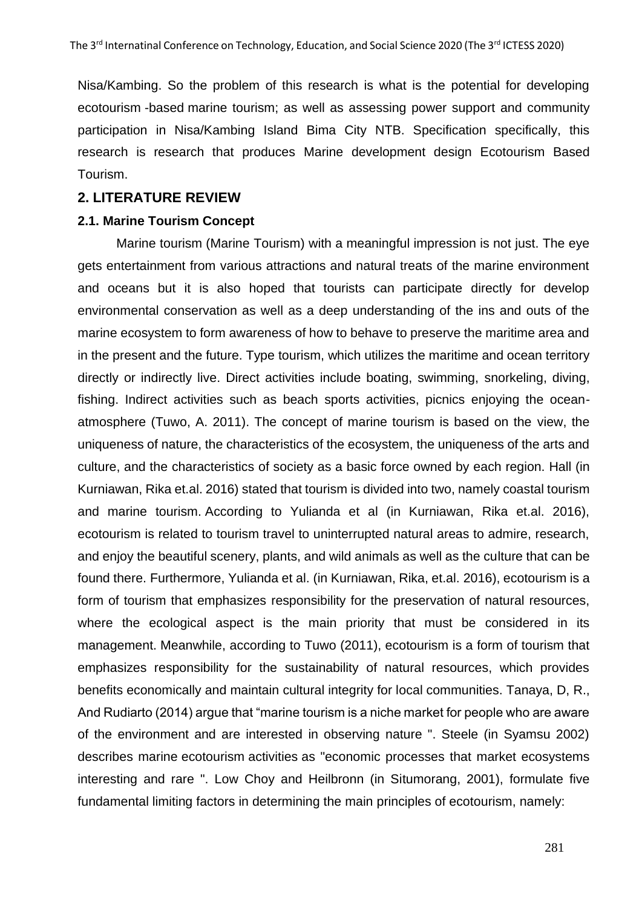Nisa/Kambing. So the problem of this research is what is the potential for developing ecotourism -based marine tourism; as well as assessing power support and community participation in Nisa/Kambing Island Bima City NTB. Specification specifically, this research is research that produces Marine development design Ecotourism Based Tourism.

## 2. LITERATURE REVIEW

### 2.1. Marine Tourism Concept

Marine tourism (Marine Tourism) with a meaningful impression is not just. The eye gets entertainment from various attractions and natural treats of the marine environment and oceans but it is also hoped that tourists can participate directly for develop environmental conservation as well as a deep understanding of the ins and outs of the marine ecosystem to form awareness of how to behave to preserve the maritime area and in the present and the future. Type tourism, which utilizes the maritime and ocean territory directly or indirectly live. Direct activities include boating, swimming, snorkeling, diving, fishing. Indirect activities such as beach sports activities, picnics enjoying the ocean-atmosphere (Tuwo, A. 2011). The concept of marine tourism is based on the view, the uniqueness of nature, the characteristics of the ecosystem, the uniqueness of the arts and culture, and the characteristics of society as a basic force owned by each region. Hall (in Kurniawan, Rika et.al. 2016) stated that tourism is divided into two, namely coastal tourism and marine tourism. According to Yulianda et al (in Kurniawan, Rika et.al. 2016), ecotourism is related to tourism travel to uninterrupted natural areas to admire, research, and enjoy the beautiful scenery, plants, and wild animals as well as the culture that can be found there. Furthermore, Yulianda et al. (in Kurniawan, Rika, et.al. 2016), ecotourism is a form of tourism that emphasizes responsibility for the preservation of natural resources, where the ecological aspect is the main priority that must be considered in its management. Meanwhile, according to Tuwo (2011), ecotourism is a form of tourism that emphasizes responsibility for the sustainability of natural resources, which provides benefits economically and maintain cultural integrity for local communities. Tanaya, D, R., And Rudiarto (2014) argue that "marine tourism is a niche market for people who are aware of the environment and are interested in observing nature ". Steele (in Syamsu 2002) describes marine ecotourism activities as "economic processes that market ecosystems interesting and rare ". Low Choy and Heilbronn (in Situmorang, 2001), formulate five fundamental limiting factors in determining the main principles of ecotourism, namely: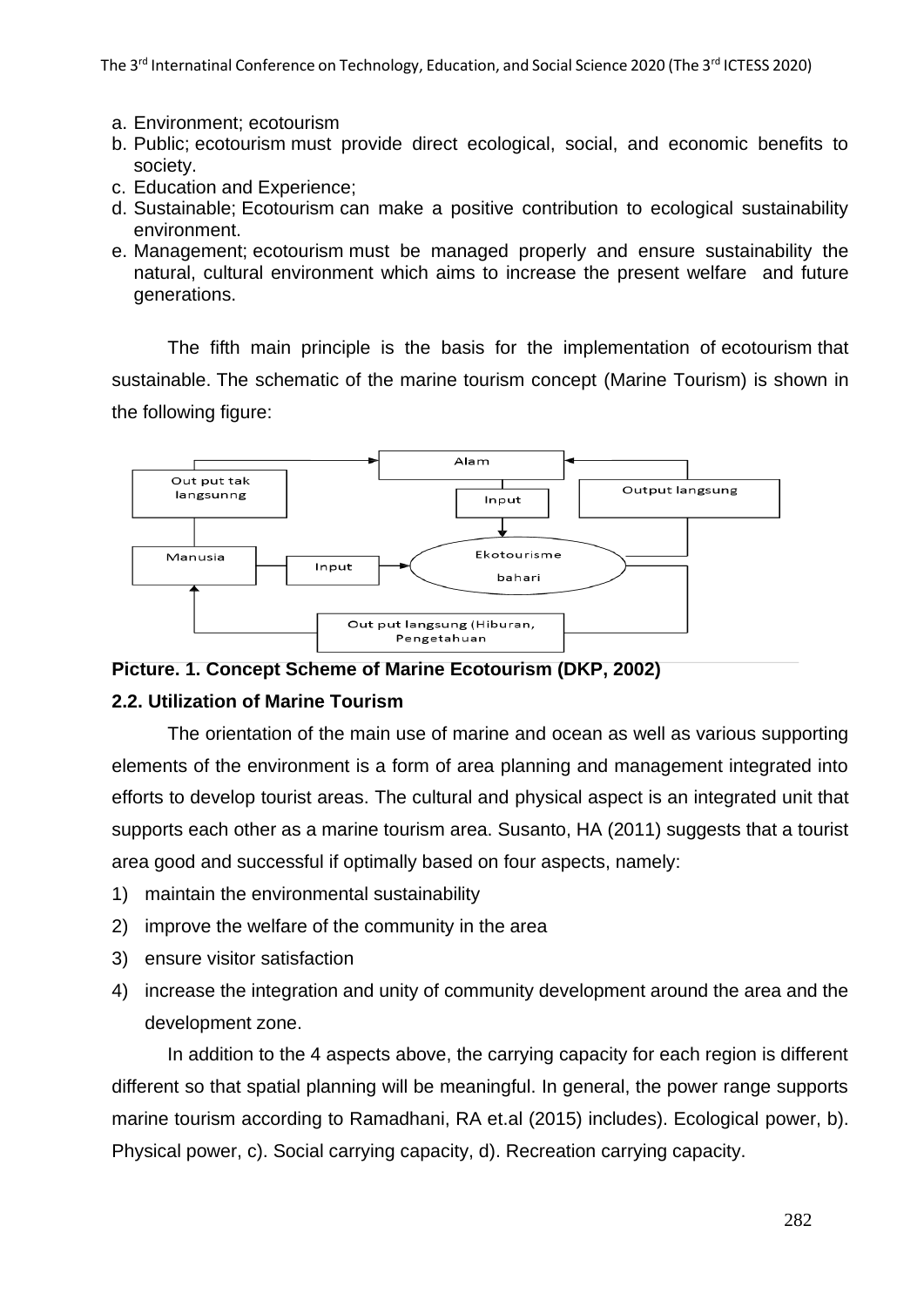a. Environment; ecotourism
b. Public; ecotourism must provide direct ecological, social, and economic benefits to society.
c. Education and Experience;
d. Sustainable; Ecotourism can make a positive contribution to ecological sustainability environment.
e. Management; ecotourism must be managed properly and ensure sustainability the natural, cultural environment which aims to increase the present welfare and future generations.

The fifth main principle is the basis for the implementation of ecotourism that sustainable. The schematic of the marine tourism concept (Marine Tourism) is shown in the following figure:

**Picture. 1. Concept Scheme of Marine Ecotourism (DKP, 2002)**

### 2.2. Utilization of Marine Tourism

The orientation of the main use of marine and ocean as well as various supporting elements of the environment is a form of area planning and management integrated into efforts to develop tourist areas. The cultural and physical aspect is an integrated unit that supports each other as a marine tourism area. Susanto, HA (2011) suggests that a tourist area good and successful if optimally based on four aspects, namely:

1) maintain the environmental sustainability
2) improve the welfare of the community in the area
3) ensure visitor satisfaction
4) increase the integration and unity of community development around the area and the development zone.

In addition to the 4 aspects above, the carrying capacity for each region is different different so that spatial planning will be meaningful. In general, the power range supports marine tourism according to Ramadhani, RA et.al (2015) includes). Ecological power, b). Physical power, c). Social carrying capacity, d). Recreation carrying capacity.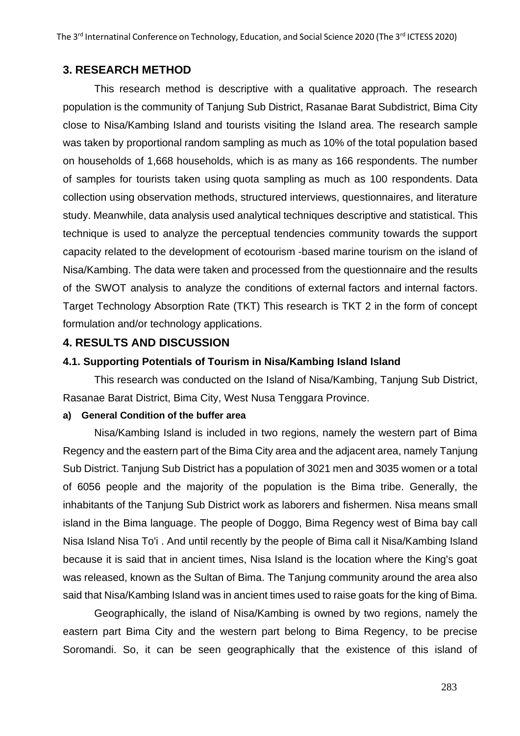## 3. RESEARCH METHOD

This research method is descriptive with a qualitative approach. The research population is the community of Tanjung Sub District, Rasanae Barat Subdistrict, Bima City close to Nisa/Kambing Island and tourists visiting the Island area. The research sample was taken by proportional random sampling as much as 10% of the total population based on households of 1,668 households, which is as many as 166 respondents. The number of samples for tourists taken using quota sampling as much as 100 respondents. Data collection using observation methods, structured interviews, questionnaires, and literature study. Meanwhile, data analysis used analytical techniques descriptive and statistical. This technique is used to analyze the perceptual tendencies community towards the support capacity related to the development of ecotourism -based marine tourism on the island of Nisa/Kambing. The data were taken and processed from the questionnaire and the results of the SWOT analysis to analyze the conditions of external factors and internal factors. Target Technology Absorption Rate (TKT) This research is TKT 2 in the form of concept formulation and/or technology applications.

## 4. RESULTS AND DISCUSSION

### 4.1. Supporting Potentials of Tourism in Nisa/Kambing Island Island

This research was conducted on the Island of Nisa/Kambing, Tanjung Sub District, Rasanae Barat District, Bima City, West Nusa Tenggara Province.

#### a) General Condition of the buffer area

Nisa/Kambing Island is included in two regions, namely the western part of Bima Regency and the eastern part of the Bima City area and the adjacent area, namely Tanjung Sub District. Tanjung Sub District has a population of 3021 men and 3035 women or a total of 6056 people and the majority of the population is the Bima tribe. Generally, the inhabitants of the Tanjung Sub District work as laborers and fishermen. Nisa means small island in the Bima language. The people of Doggo, Bima Regency west of Bima bay call Nisa Island Nisa To'i . And until recently by the people of Bima call it Nisa/Kambing Island because it is said that in ancient times, Nisa Island is the location where the King's goat was released, known as the Sultan of Bima. The Tanjung community around the area also said that Nisa/Kambing Island was in ancient times used to raise goats for the king of Bima.

Geographically, the island of Nisa/Kambing is owned by two regions, namely the eastern part Bima City and the western part belong to Bima Regency, to be precise Soromandi. So, it can be seen geographically that the existence of this island of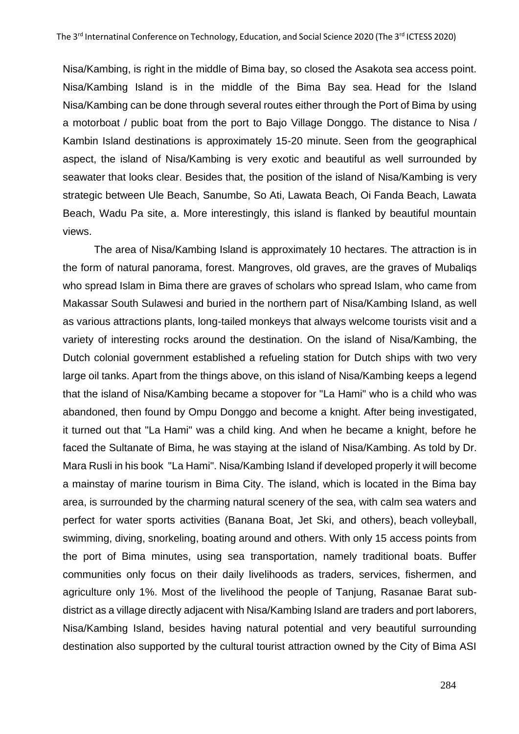Nisa/Kambing, is right in the middle of Bima bay, so closed the Asakota sea access point. Nisa/Kambing Island is in the middle of the Bima Bay sea. Head for the Island Nisa/Kambing can be done through several routes either through the Port of Bima by using a motorboat / public boat from the port to Bajo Village Donggo. The distance to Nisa / Kambin Island destinations is approximately 15-20 minute. Seen from the geographical aspect, the island of Nisa/Kambing is very exotic and beautiful as well surrounded by seawater that looks clear. Besides that, the position of the island of Nisa/Kambing is very strategic between Ule Beach, Sanumbe, So Ati, Lawata Beach, Oi Fanda Beach, Lawata Beach, Wadu Pa site, a. More interestingly, this island is flanked by beautiful mountain views.

The area of Nisa/Kambing Island is approximately 10 hectares. The attraction is in the form of natural panorama, forest. Mangroves, old graves, are the graves of Mubaliqs who spread Islam in Bima there are graves of scholars who spread Islam, who came from Makassar South Sulawesi and buried in the northern part of Nisa/Kambing Island, as well as various attractions plants, long-tailed monkeys that always welcome tourists visit and a variety of interesting rocks around the destination. On the island of Nisa/Kambing, the Dutch colonial government established a refueling station for Dutch ships with two very large oil tanks. Apart from the things above, on this island of Nisa/Kambing keeps a legend that the island of Nisa/Kambing became a stopover for "La Hami" who is a child who was abandoned, then found by Ompu Donggo and become a knight. After being investigated, it turned out that "La Hami" was a child king. And when he became a knight, before he faced the Sultanate of Bima, he was staying at the island of Nisa/Kambing. As told by Dr. Mara Rusli in his book "La Hami". Nisa/Kambing Island if developed properly it will become a mainstay of marine tourism in Bima City. The island, which is located in the Bima bay area, is surrounded by the charming natural scenery of the sea, with calm sea waters and perfect for water sports activities (Banana Boat, Jet Ski, and others), beach volleyball, swimming, diving, snorkeling, boating around and others. With only 15 access points from the port of Bima minutes, using sea transportation, namely traditional boats. Buffer communities only focus on their daily livelihoods as traders, services, fishermen, and agriculture only 1%. Most of the livelihood the people of Tanjung, Rasanae Barat sub-district as a village directly adjacent with Nisa/Kambing Island are traders and port laborers, Nisa/Kambing Island, besides having natural potential and very beautiful surrounding destination also supported by the cultural tourist attraction owned by the City of Bima ASI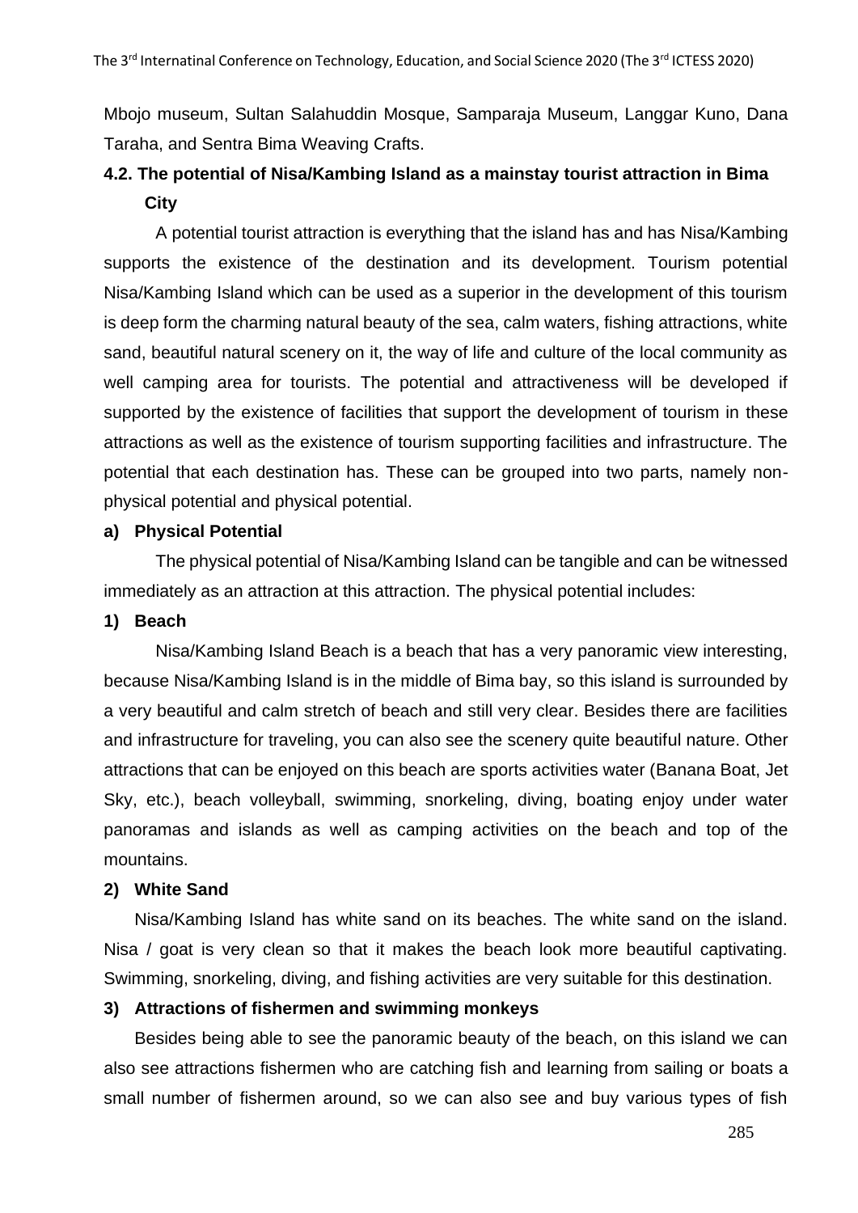Mbojo museum, Sultan Salahuddin Mosque, Samparaja Museum, Langgar Kuno, Dana Taraha, and Sentra Bima Weaving Crafts.

### 4.2. The potential of Nisa/Kambing Island as a mainstay tourist attraction in Bima City

A potential tourist attraction is everything that the island has and has Nisa/Kambing supports the existence of the destination and its development. Tourism potential Nisa/Kambing Island which can be used as a superior in the development of this tourism is deep form the charming natural beauty of the sea, calm waters, fishing attractions, white sand, beautiful natural scenery on it, the way of life and culture of the local community as well camping area for tourists. The potential and attractiveness will be developed if supported by the existence of facilities that support the development of tourism in these attractions as well as the existence of tourism supporting facilities and infrastructure. The potential that each destination has. These can be grouped into two parts, namely non-physical potential and physical potential.

**a) Physical Potential**

The physical potential of Nisa/Kambing Island can be tangible and can be witnessed immediately as an attraction at this attraction. The physical potential includes:

**1) Beach**

Nisa/Kambing Island Beach is a beach that has a very panoramic view interesting, because Nisa/Kambing Island is in the middle of Bima bay, so this island is surrounded by a very beautiful and calm stretch of beach and still very clear. Besides there are facilities and infrastructure for traveling, you can also see the scenery quite beautiful nature. Other attractions that can be enjoyed on this beach are sports activities water (Banana Boat, Jet Sky, etc.), beach volleyball, swimming, snorkeling, diving, boating enjoy under water panoramas and islands as well as camping activities on the beach and top of the mountains.

**2) White Sand**

Nisa/Kambing Island has white sand on its beaches. The white sand on the island. Nisa / goat is very clean so that it makes the beach look more beautiful captivating. Swimming, snorkeling, diving, and fishing activities are very suitable for this destination.

**3) Attractions of fishermen and swimming monkeys**

Besides being able to see the panoramic beauty of the beach, on this island we can also see attractions fishermen who are catching fish and learning from sailing or boats a small number of fishermen around, so we can also see and buy various types of fish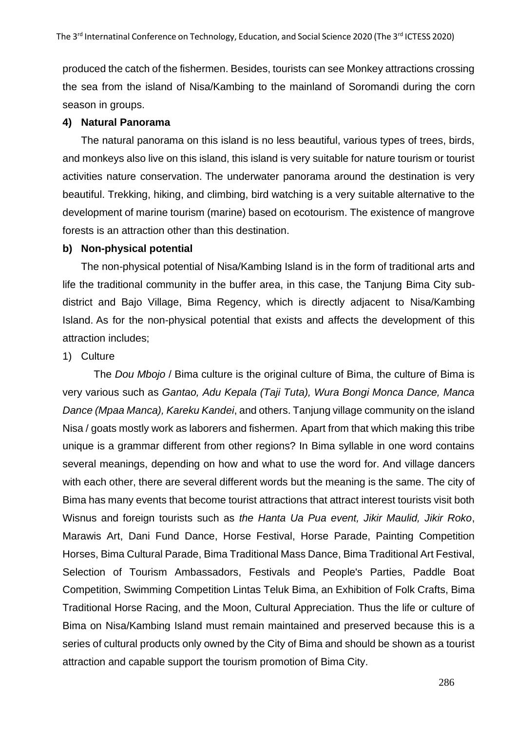produced the catch of the fishermen. Besides, tourists can see Monkey attractions crossing the sea from the island of Nisa/Kambing to the mainland of Soromandi during the corn season in groups.

**4) Natural Panorama**

The natural panorama on this island is no less beautiful, various types of trees, birds, and monkeys also live on this island, this island is very suitable for nature tourism or tourist activities nature conservation. The underwater panorama around the destination is very beautiful. Trekking, hiking, and climbing, bird watching is a very suitable alternative to the development of marine tourism (marine) based on ecotourism. The existence of mangrove forests is an attraction other than this destination.

**b) Non-physical potential**

The non-physical potential of Nisa/Kambing Island is in the form of traditional arts and life the traditional community in the buffer area, in this case, the Tanjung Bima City sub-district and Bajo Village, Bima Regency, which is directly adjacent to Nisa/Kambing Island. As for the non-physical potential that exists and affects the development of this attraction includes;

1) Culture

The *Dou Mbojo* / Bima culture is the original culture of Bima, the culture of Bima is very various such as *Gantao, Adu Kepala (Taji Tuta), Wura Bongi Monca Dance, Manca Dance (Mpaa Manca), Kareku Kandei*, and others. Tanjung village community on the island Nisa / goats mostly work as laborers and fishermen. Apart from that which making this tribe unique is a grammar different from other regions? In Bima syllable in one word contains several meanings, depending on how and what to use the word for. And village dancers with each other, there are several different words but the meaning is the same. The city of Bima has many events that become tourist attractions that attract interest tourists visit both Wisnus and foreign tourists such as *the Hanta Ua Pua event, Jikir Maulid, Jikir Roko*, Marawis Art, Dani Fund Dance, Horse Festival, Horse Parade, Painting Competition Horses, Bima Cultural Parade, Bima Traditional Mass Dance, Bima Traditional Art Festival, Selection of Tourism Ambassadors, Festivals and People's Parties, Paddle Boat Competition, Swimming Competition Lintas Teluk Bima, an Exhibition of Folk Crafts, Bima Traditional Horse Racing, and the Moon, Cultural Appreciation. Thus the life or culture of Bima on Nisa/Kambing Island must remain maintained and preserved because this is a series of cultural products only owned by the City of Bima and should be shown as a tourist attraction and capable support the tourism promotion of Bima City.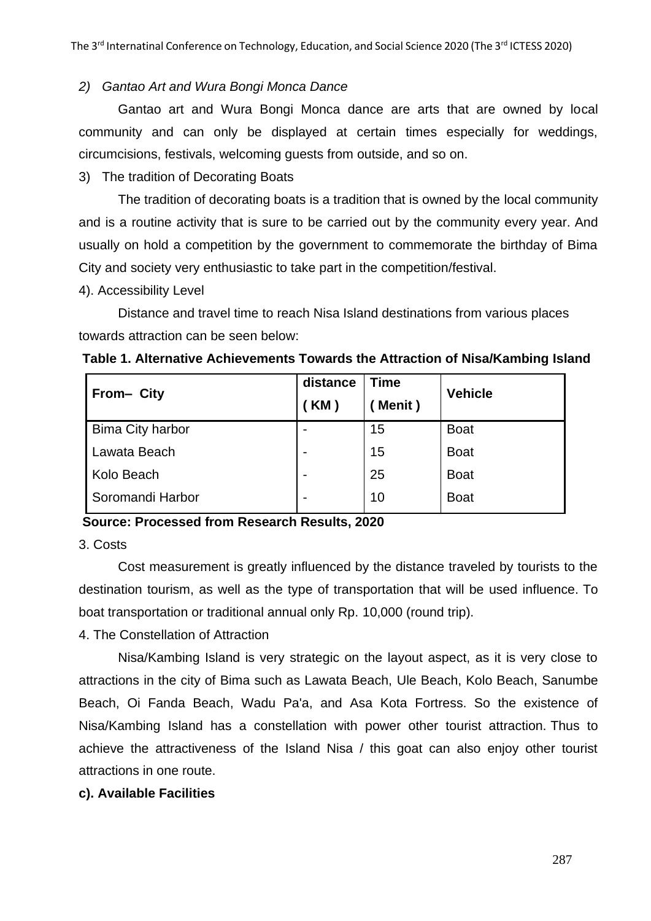*2) Gantao Art and Wura Bongi Monca Dance*

Gantao art and Wura Bongi Monca dance are arts that are owned by local community and can only be displayed at certain times especially for weddings, circumcisions, festivals, welcoming guests from outside, and so on.

3) The tradition of Decorating Boats

The tradition of decorating boats is a tradition that is owned by the local community and is a routine activity that is sure to be carried out by the community every year. And usually on hold a competition by the government to commemorate the birthday of Bima City and society very enthusiastic to take part in the competition/festival.

4). Accessibility Level

Distance and travel time to reach Nisa Island destinations from various places towards attraction can be seen below:

**Table 1. Alternative Achievements Towards the Attraction of Nisa/Kambing Island**

| From– City | distance ( KM ) | Time ( Menit ) | Vehicle |
|---|---|---|---|
| Bima City harbor | - | 15 | Boat |
| Lawata Beach | - | 15 | Boat |
| Kolo Beach | - | 25 | Boat |
| Soromandi Harbor | - | 10 | Boat |

**Source: Processed from Research Results, 2020**

3. Costs

Cost measurement is greatly influenced by the distance traveled by tourists to the destination tourism, as well as the type of transportation that will be used influence. To boat transportation or traditional annual only Rp. 10,000 (round trip).

4. The Constellation of Attraction

Nisa/Kambing Island is very strategic on the layout aspect, as it is very close to attractions in the city of Bima such as Lawata Beach, Ule Beach, Kolo Beach, Sanumbe Beach, Oi Fanda Beach, Wadu Pa'a, and Asa Kota Fortress. So the existence of Nisa/Kambing Island has a constellation with power other tourist attraction. Thus to achieve the attractiveness of the Island Nisa / this goat can also enjoy other tourist attractions in one route.

**c). Available Facilities**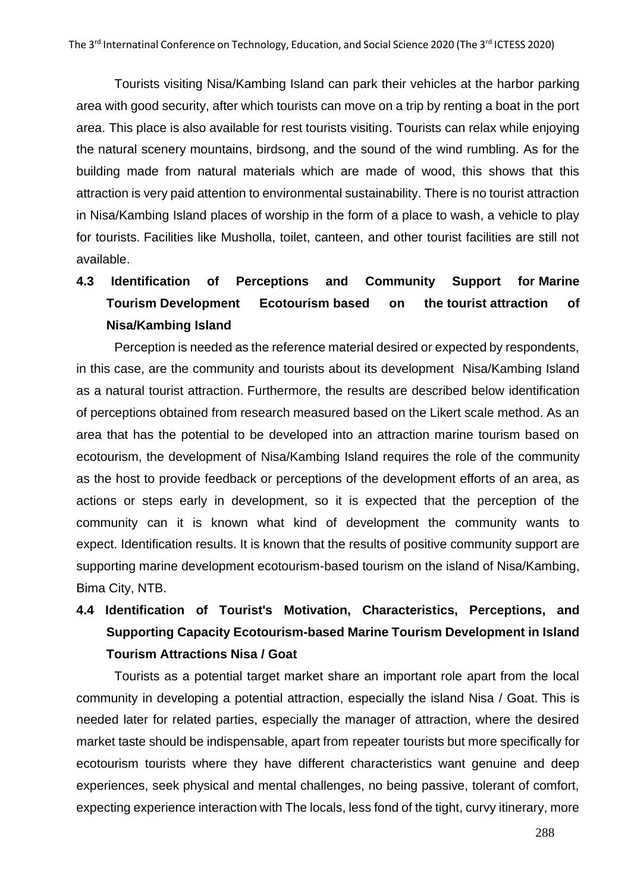Tourists visiting Nisa/Kambing Island can park their vehicles at the harbor parking area with good security, after which tourists can move on a trip by renting a boat in the port area. This place is also available for rest tourists visiting. Tourists can relax while enjoying the natural scenery mountains, birdsong, and the sound of the wind rumbling. As for the building made from natural materials which are made of wood, this shows that this attraction is very paid attention to environmental sustainability. There is no tourist attraction in Nisa/Kambing Island places of worship in the form of a place to wash, a vehicle to play for tourists. Facilities like Musholla, toilet, canteen, and other tourist facilities are still not available.

### 4.3 Identification of Perceptions and Community Support for Marine Tourism Development Ecotourism based on the tourist attraction of Nisa/Kambing Island

Perception is needed as the reference material desired or expected by respondents, in this case, are the community and tourists about its development Nisa/Kambing Island as a natural tourist attraction. Furthermore, the results are described below identification of perceptions obtained from research measured based on the Likert scale method. As an area that has the potential to be developed into an attraction marine tourism based on ecotourism, the development of Nisa/Kambing Island requires the role of the community as the host to provide feedback or perceptions of the development efforts of an area, as actions or steps early in development, so it is expected that the perception of the community can it is known what kind of development the community wants to expect. Identification results. It is known that the results of positive community support are supporting marine development ecotourism-based tourism on the island of Nisa/Kambing, Bima City, NTB.

### 4.4 Identification of Tourist's Motivation, Characteristics, Perceptions, and Supporting Capacity Ecotourism-based Marine Tourism Development in Island Tourism Attractions Nisa / Goat

Tourists as a potential target market share an important role apart from the local community in developing a potential attraction, especially the island Nisa / Goat. This is needed later for related parties, especially the manager of attraction, where the desired market taste should be indispensable, apart from repeater tourists but more specifically for ecotourism tourists where they have different characteristics want genuine and deep experiences, seek physical and mental challenges, no being passive, tolerant of comfort, expecting experience interaction with The locals, less fond of the tight, curvy itinerary, more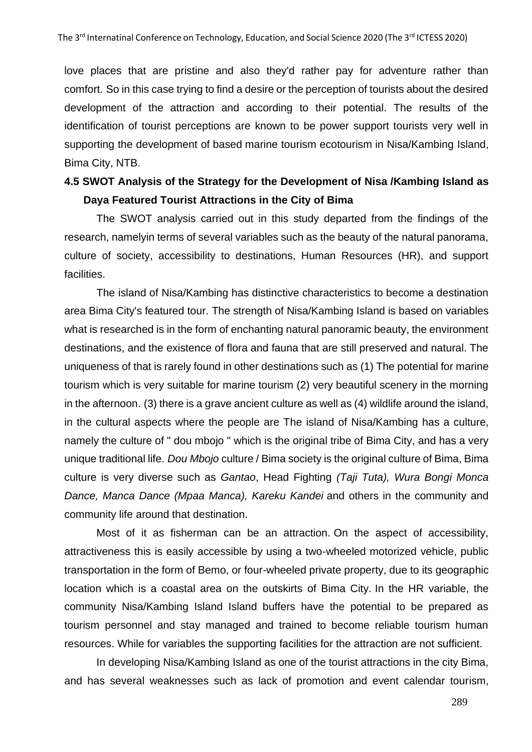love places that are pristine and also they'd rather pay for adventure rather than comfort. So in this case trying to find a desire or the perception of tourists about the desired development of the attraction and according to their potential. The results of the identification of tourist perceptions are known to be power support tourists very well in supporting the development of based marine tourism ecotourism in Nisa/Kambing Island, Bima City, NTB.

### 4.5 SWOT Analysis of the Strategy for the Development of Nisa /Kambing Island as Daya Featured Tourist Attractions in the City of Bima

The SWOT analysis carried out in this study departed from the findings of the research, namelyin terms of several variables such as the beauty of the natural panorama, culture of society, accessibility to destinations, Human Resources (HR), and support facilities.

The island of Nisa/Kambing has distinctive characteristics to become a destination area Bima City's featured tour. The strength of Nisa/Kambing Island is based on variables what is researched is in the form of enchanting natural panoramic beauty, the environment destinations, and the existence of flora and fauna that are still preserved and natural. The uniqueness of that is rarely found in other destinations such as (1) The potential for marine tourism which is very suitable for marine tourism (2) very beautiful scenery in the morning in the afternoon. (3) there is a grave ancient culture as well as (4) wildlife around the island, in the cultural aspects where the people are The island of Nisa/Kambing has a culture, namely the culture of " dou mbojo " which is the original tribe of Bima City, and has a very unique traditional life. *Dou Mbojo* culture / Bima society is the original culture of Bima, Bima culture is very diverse such as *Gantao*, Head Fighting *(Taji Tuta), Wura Bongi Monca Dance, Manca Dance (Mpaa Manca), Kareku Kandei* and others in the community and community life around that destination.

Most of it as fisherman can be an attraction. On the aspect of accessibility, attractiveness this is easily accessible by using a two-wheeled motorized vehicle, public transportation in the form of Bemo, or four-wheeled private property, due to its geographic location which is a coastal area on the outskirts of Bima City. In the HR variable, the community Nisa/Kambing Island Island buffers have the potential to be prepared as tourism personnel and stay managed and trained to become reliable tourism human resources. While for variables the supporting facilities for the attraction are not sufficient.

In developing Nisa/Kambing Island as one of the tourist attractions in the city Bima, and has several weaknesses such as lack of promotion and event calendar tourism,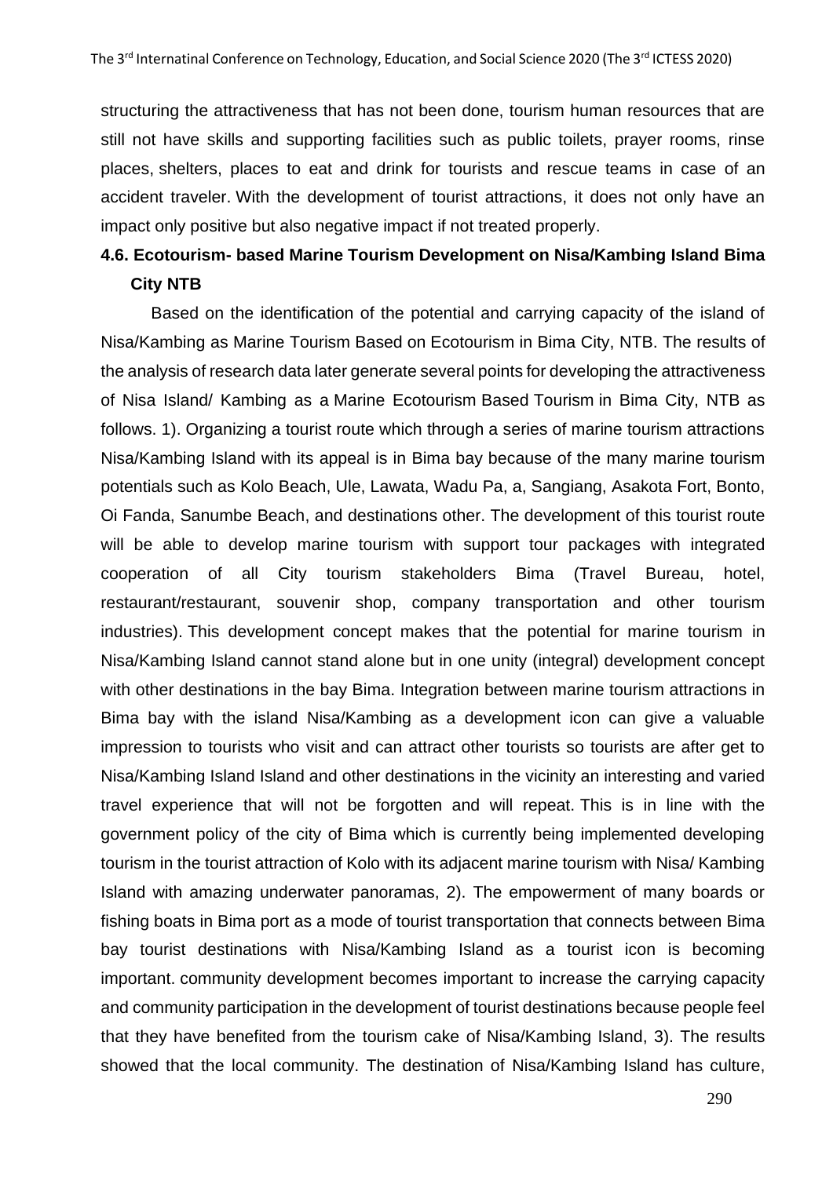structuring the attractiveness that has not been done, tourism human resources that are still not have skills and supporting facilities such as public toilets, prayer rooms, rinse places, shelters, places to eat and drink for tourists and rescue teams in case of an accident traveler. With the development of tourist attractions, it does not only have an impact only positive but also negative impact if not treated properly.

### 4.6. Ecotourism- based Marine Tourism Development on Nisa/Kambing Island Bima City NTB

Based on the identification of the potential and carrying capacity of the island of Nisa/Kambing as Marine Tourism Based on Ecotourism in Bima City, NTB. The results of the analysis of research data later generate several points for developing the attractiveness of Nisa Island/ Kambing as a Marine Ecotourism Based Tourism in Bima City, NTB as follows. 1). Organizing a tourist route which through a series of marine tourism attractions Nisa/Kambing Island with its appeal is in Bima bay because of the many marine tourism potentials such as Kolo Beach, Ule, Lawata, Wadu Pa, a, Sangiang, Asakota Fort, Bonto, Oi Fanda, Sanumbe Beach, and destinations other. The development of this tourist route will be able to develop marine tourism with support tour packages with integrated cooperation of all City tourism stakeholders Bima (Travel Bureau, hotel, restaurant/restaurant, souvenir shop, company transportation and other tourism industries). This development concept makes that the potential for marine tourism in Nisa/Kambing Island cannot stand alone but in one unity (integral) development concept with other destinations in the bay Bima. Integration between marine tourism attractions in Bima bay with the island Nisa/Kambing as a development icon can give a valuable impression to tourists who visit and can attract other tourists so tourists are after get to Nisa/Kambing Island Island and other destinations in the vicinity an interesting and varied travel experience that will not be forgotten and will repeat. This is in line with the government policy of the city of Bima which is currently being implemented developing tourism in the tourist attraction of Kolo with its adjacent marine tourism with Nisa/ Kambing Island with amazing underwater panoramas, 2). The empowerment of many boards or fishing boats in Bima port as a mode of tourist transportation that connects between Bima bay tourist destinations with Nisa/Kambing Island as a tourist icon is becoming important. community development becomes important to increase the carrying capacity and community participation in the development of tourist destinations because people feel that they have benefited from the tourism cake of Nisa/Kambing Island, 3). The results showed that the local community. The destination of Nisa/Kambing Island has culture,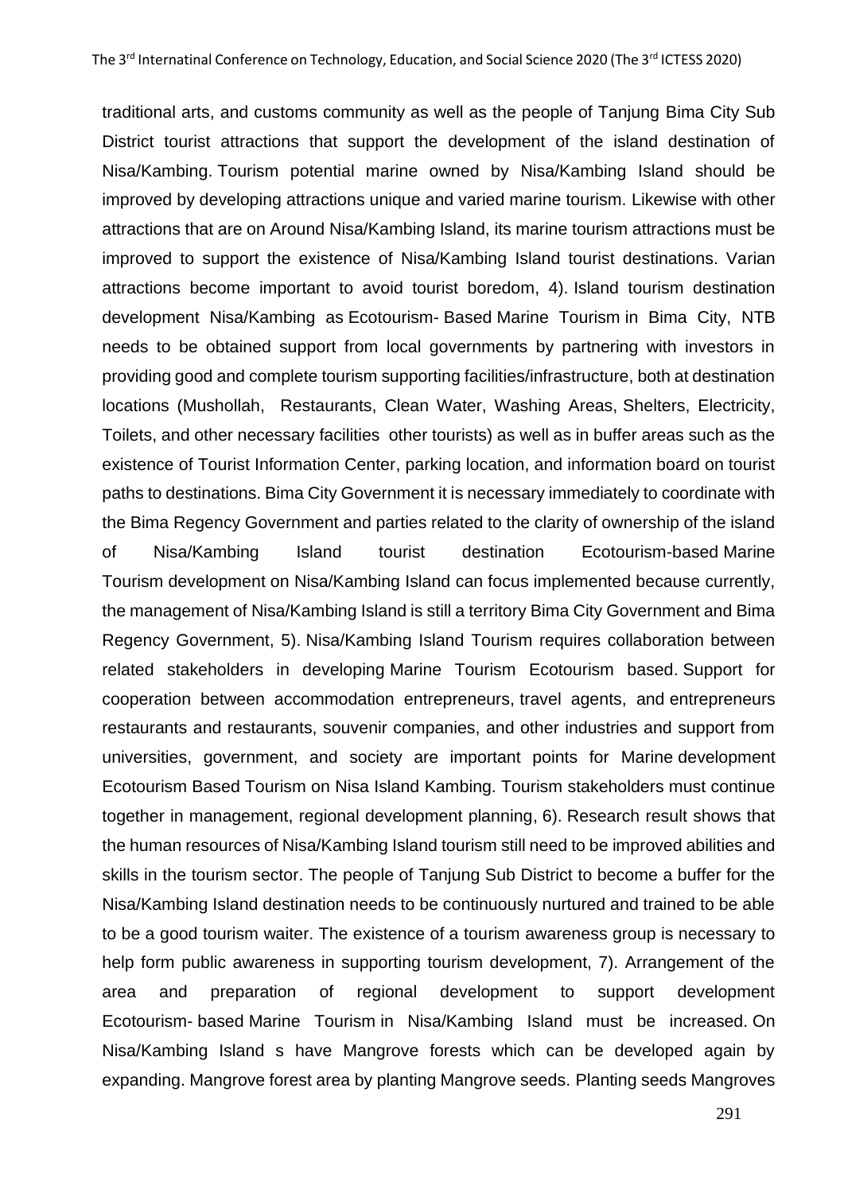traditional arts, and customs community as well as the people of Tanjung Bima City Sub District tourist attractions that support the development of the island destination of Nisa/Kambing. Tourism potential marine owned by Nisa/Kambing Island should be improved by developing attractions unique and varied marine tourism. Likewise with other attractions that are on Around Nisa/Kambing Island, its marine tourism attractions must be improved to support the existence of Nisa/Kambing Island tourist destinations. Varian attractions become important to avoid tourist boredom, 4). Island tourism destination development Nisa/Kambing as Ecotourism- Based Marine Tourism in Bima City, NTB needs to be obtained support from local governments by partnering with investors in providing good and complete tourism supporting facilities/infrastructure, both at destination locations (Mushollah, Restaurants, Clean Water, Washing Areas, Shelters, Electricity, Toilets, and other necessary facilities other tourists) as well as in buffer areas such as the existence of Tourist Information Center, parking location, and information board on tourist paths to destinations. Bima City Government it is necessary immediately to coordinate with the Bima Regency Government and parties related to the clarity of ownership of the island of Nisa/Kambing Island tourist destination Ecotourism-based Marine Tourism development on Nisa/Kambing Island can focus implemented because currently, the management of Nisa/Kambing Island is still a territory Bima City Government and Bima Regency Government, 5). Nisa/Kambing Island Tourism requires collaboration between related stakeholders in developing Marine Tourism Ecotourism based. Support for cooperation between accommodation entrepreneurs, travel agents, and entrepreneurs restaurants and restaurants, souvenir companies, and other industries and support from universities, government, and society are important points for Marine development Ecotourism Based Tourism on Nisa Island Kambing. Tourism stakeholders must continue together in management, regional development planning, 6). Research result shows that the human resources of Nisa/Kambing Island tourism still need to be improved abilities and skills in the tourism sector. The people of Tanjung Sub District to become a buffer for the Nisa/Kambing Island destination needs to be continuously nurtured and trained to be able to be a good tourism waiter. The existence of a tourism awareness group is necessary to help form public awareness in supporting tourism development, 7). Arrangement of the area and preparation of regional development to support development Ecotourism- based Marine Tourism in Nisa/Kambing Island must be increased. On Nisa/Kambing Island s have Mangrove forests which can be developed again by expanding. Mangrove forest area by planting Mangrove seeds. Planting seeds Mangroves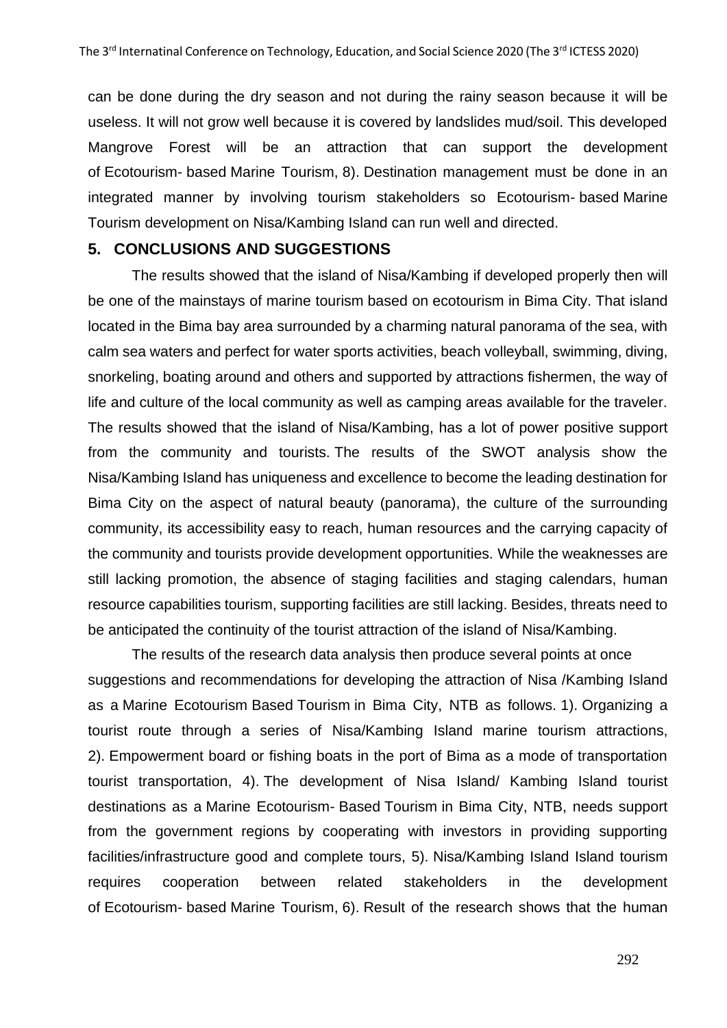can be done during the dry season and not during the rainy season because it will be useless. It will not grow well because it is covered by landslides mud/soil. This developed Mangrove Forest will be an attraction that can support the development of Ecotourism- based Marine Tourism, 8). Destination management must be done in an integrated manner by involving tourism stakeholders so Ecotourism- based Marine Tourism development on Nisa/Kambing Island can run well and directed.

## 5. CONCLUSIONS AND SUGGESTIONS

The results showed that the island of Nisa/Kambing if developed properly then will be one of the mainstays of marine tourism based on ecotourism in Bima City. That island located in the Bima bay area surrounded by a charming natural panorama of the sea, with calm sea waters and perfect for water sports activities, beach volleyball, swimming, diving, snorkeling, boating around and others and supported by attractions fishermen, the way of life and culture of the local community as well as camping areas available for the traveler. The results showed that the island of Nisa/Kambing, has a lot of power positive support from the community and tourists. The results of the SWOT analysis show the Nisa/Kambing Island has uniqueness and excellence to become the leading destination for Bima City on the aspect of natural beauty (panorama), the culture of the surrounding community, its accessibility easy to reach, human resources and the carrying capacity of the community and tourists provide development opportunities. While the weaknesses are still lacking promotion, the absence of staging facilities and staging calendars, human resource capabilities tourism, supporting facilities are still lacking. Besides, threats need to be anticipated the continuity of the tourist attraction of the island of Nisa/Kambing.

The results of the research data analysis then produce several points at once suggestions and recommendations for developing the attraction of Nisa /Kambing Island as a Marine Ecotourism Based Tourism in Bima City, NTB as follows. 1). Organizing a tourist route through a series of Nisa/Kambing Island marine tourism attractions, 2). Empowerment board or fishing boats in the port of Bima as a mode of transportation tourist transportation, 4). The development of Nisa Island/ Kambing Island tourist destinations as a Marine Ecotourism- Based Tourism in Bima City, NTB, needs support from the government regions by cooperating with investors in providing supporting facilities/infrastructure good and complete tours, 5). Nisa/Kambing Island Island tourism requires cooperation between related stakeholders in the development of Ecotourism- based Marine Tourism, 6). Result of the research shows that the human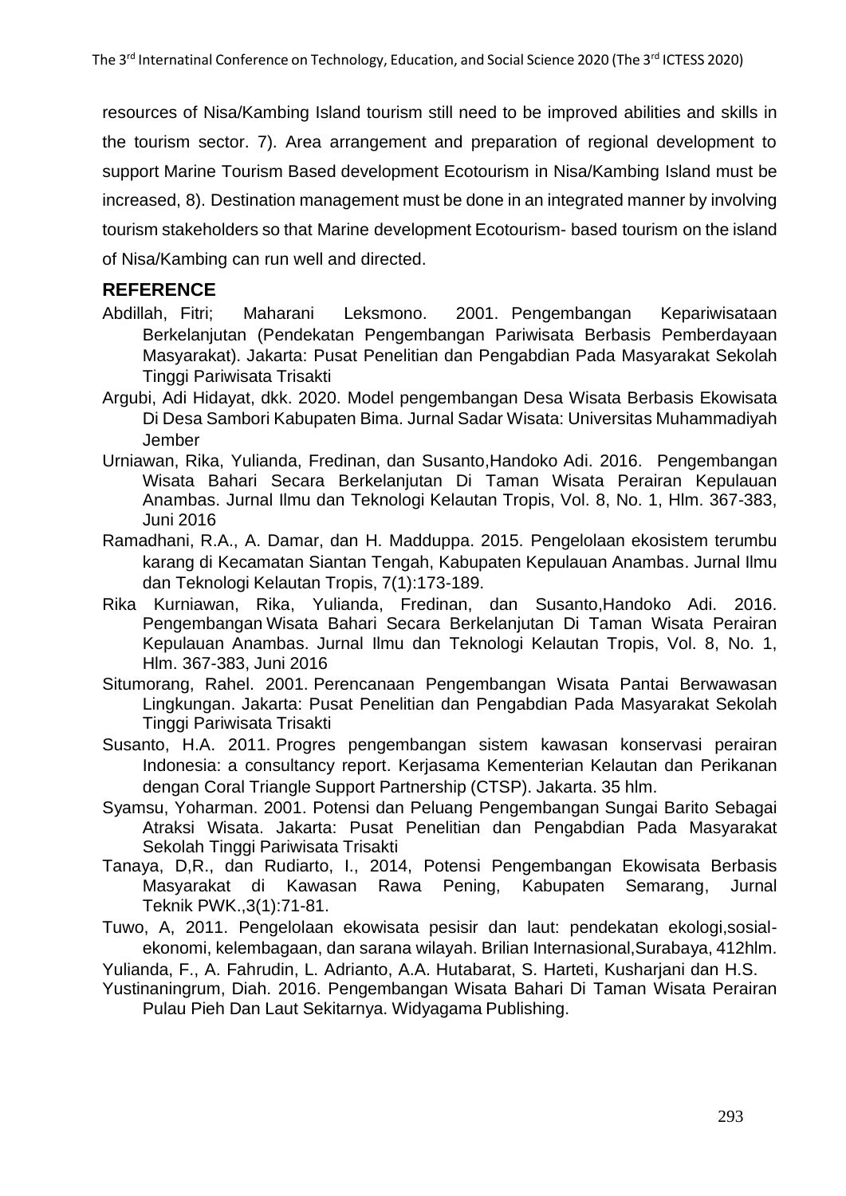resources of Nisa/Kambing Island tourism still need to be improved abilities and skills in the tourism sector. 7). Area arrangement and preparation of regional development to support Marine Tourism Based development Ecotourism in Nisa/Kambing Island must be increased, 8). Destination management must be done in an integrated manner by involving tourism stakeholders so that Marine development Ecotourism- based tourism on the island of Nisa/Kambing can run well and directed.

## REFERENCE

Abdillah, Fitri; Maharani Leksmono. 2001. Pengembangan Kepariwisataan Berkelanjutan (Pendekatan Pengembangan Pariwisata Berbasis Pemberdayaan Masyarakat). Jakarta: Pusat Penelitian dan Pengabdian Pada Masyarakat Sekolah Tinggi Pariwisata Trisakti

Argubi, Adi Hidayat, dkk. 2020. Model pengembangan Desa Wisata Berbasis Ekowisata Di Desa Sambori Kabupaten Bima. Jurnal Sadar Wisata: Universitas Muhammadiyah Jember

Urniawan, Rika, Yulianda, Fredinan, dan Susanto,Handoko Adi. 2016. Pengembangan Wisata Bahari Secara Berkelanjutan Di Taman Wisata Perairan Kepulauan Anambas. Jurnal Ilmu dan Teknologi Kelautan Tropis, Vol. 8, No. 1, Hlm. 367-383, Juni 2016

Ramadhani, R.A., A. Damar, dan H. Madduppa. 2015. Pengelolaan ekosistem terumbu karang di Kecamatan Siantan Tengah, Kabupaten Kepulauan Anambas. Jurnal Ilmu dan Teknologi Kelautan Tropis, 7(1):173-189.

Rika Kurniawan, Rika, Yulianda, Fredinan, dan Susanto,Handoko Adi. 2016. Pengembangan Wisata Bahari Secara Berkelanjutan Di Taman Wisata Perairan Kepulauan Anambas. Jurnal Ilmu dan Teknologi Kelautan Tropis, Vol. 8, No. 1, Hlm. 367-383, Juni 2016

Situmorang, Rahel. 2001. Perencanaan Pengembangan Wisata Pantai Berwawasan Lingkungan. Jakarta: Pusat Penelitian dan Pengabdian Pada Masyarakat Sekolah Tinggi Pariwisata Trisakti

Susanto, H.A. 2011. Progres pengembangan sistem kawasan konservasi perairan Indonesia: a consultancy report. Kerjasama Kementerian Kelautan dan Perikanan dengan Coral Triangle Support Partnership (CTSP). Jakarta. 35 hlm.

Syamsu, Yoharman. 2001. Potensi dan Peluang Pengembangan Sungai Barito Sebagai Atraksi Wisata. Jakarta: Pusat Penelitian dan Pengabdian Pada Masyarakat Sekolah Tinggi Pariwisata Trisakti

Tanaya, D,R., dan Rudiarto, I., 2014, Potensi Pengembangan Ekowisata Berbasis Masyarakat di Kawasan Rawa Pening, Kabupaten Semarang, Jurnal Teknik PWK.,3(1):71-81.

Tuwo, A, 2011. Pengelolaan ekowisata pesisir dan laut: pendekatan ekologi,sosial-ekonomi, kelembagaan, dan sarana wilayah. Brilian Internasional,Surabaya, 412hlm.

Yulianda, F., A. Fahrudin, L. Adrianto, A.A. Hutabarat, S. Harteti, Kusharjani dan H.S.

Yustinaningrum, Diah. 2016. Pengembangan Wisata Bahari Di Taman Wisata Perairan Pulau Pieh Dan Laut Sekitarnya. Widyagama Publishing.